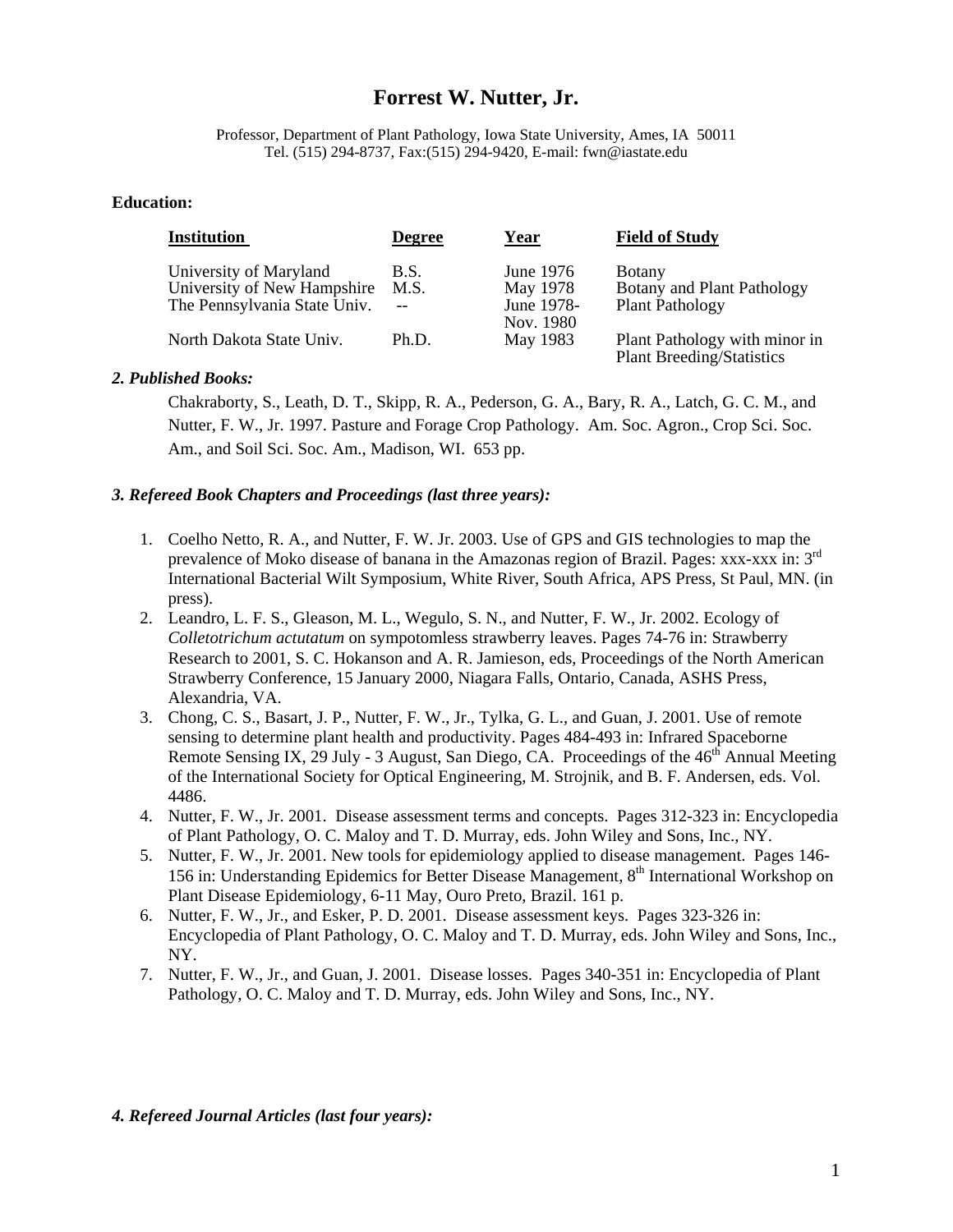# Forrest W. Nutter, Jr.

Professor, Department of Plant Pathology, Iowa State University, Ames, IA 50011
Tel. (515) 294-8737, Fax:(515) 294-9420, E-mail: fwn@iastate.edu

**Education:**

| Institution | Degree | Year | Field of Study |
|---|---|---|---|
| University of Maryland | B.S. | June 1976 | Botany |
| University of New Hampshire | M.S. | May 1978 | Botany and Plant Pathology |
| The Pennsylvania State Univ. | -- | June 1978-Nov. 1980 | Plant Pathology |
| North Dakota State Univ. | Ph.D. | May 1983 | Plant Pathology with minor in Plant Breeding/Statistics |

***2. Published Books:***

Chakraborty, S., Leath, D. T., Skipp, R. A., Pederson, G. A., Bary, R. A., Latch, G. C. M., and Nutter, F. W., Jr. 1997. Pasture and Forage Crop Pathology. Am. Soc. Agron., Crop Sci. Soc. Am., and Soil Sci. Soc. Am., Madison, WI. 653 pp.

***3. Refereed Book Chapters and Proceedings (last three years):***

1. Coelho Netto, R. A., and Nutter, F. W. Jr. 2003. Use of GPS and GIS technologies to map the prevalence of Moko disease of banana in the Amazonas region of Brazil. Pages: xxx-xxx in: 3rd International Bacterial Wilt Symposium, White River, South Africa, APS Press, St Paul, MN. (in press).
2. Leandro, L. F. S., Gleason, M. L., Wegulo, S. N., and Nutter, F. W., Jr. 2002. Ecology of *Colletotrichum actutatum* on sympotomless strawberry leaves. Pages 74-76 in: Strawberry Research to 2001, S. C. Hokanson and A. R. Jamieson, eds, Proceedings of the North American Strawberry Conference, 15 January 2000, Niagara Falls, Ontario, Canada, ASHS Press, Alexandria, VA.
3. Chong, C. S., Basart, J. P., Nutter, F. W., Jr., Tylka, G. L., and Guan, J. 2001. Use of remote sensing to determine plant health and productivity. Pages 484-493 in: Infrared Spaceborne Remote Sensing IX, 29 July - 3 August, San Diego, CA. Proceedings of the 46th Annual Meeting of the International Society for Optical Engineering, M. Strojnik, and B. F. Andersen, eds. Vol. 4486.
4. Nutter, F. W., Jr. 2001. Disease assessment terms and concepts. Pages 312-323 in: Encyclopedia of Plant Pathology, O. C. Maloy and T. D. Murray, eds. John Wiley and Sons, Inc., NY.
5. Nutter, F. W., Jr. 2001. New tools for epidemiology applied to disease management. Pages 146-156 in: Understanding Epidemics for Better Disease Management, 8th International Workshop on Plant Disease Epidemiology, 6-11 May, Ouro Preto, Brazil. 161 p.
6. Nutter, F. W., Jr., and Esker, P. D. 2001. Disease assessment keys. Pages 323-326 in: Encyclopedia of Plant Pathology, O. C. Maloy and T. D. Murray, eds. John Wiley and Sons, Inc., NY.
7. Nutter, F. W., Jr., and Guan, J. 2001. Disease losses. Pages 340-351 in: Encyclopedia of Plant Pathology, O. C. Maloy and T. D. Murray, eds. John Wiley and Sons, Inc., NY.

***4. Refereed Journal Articles (last four years):***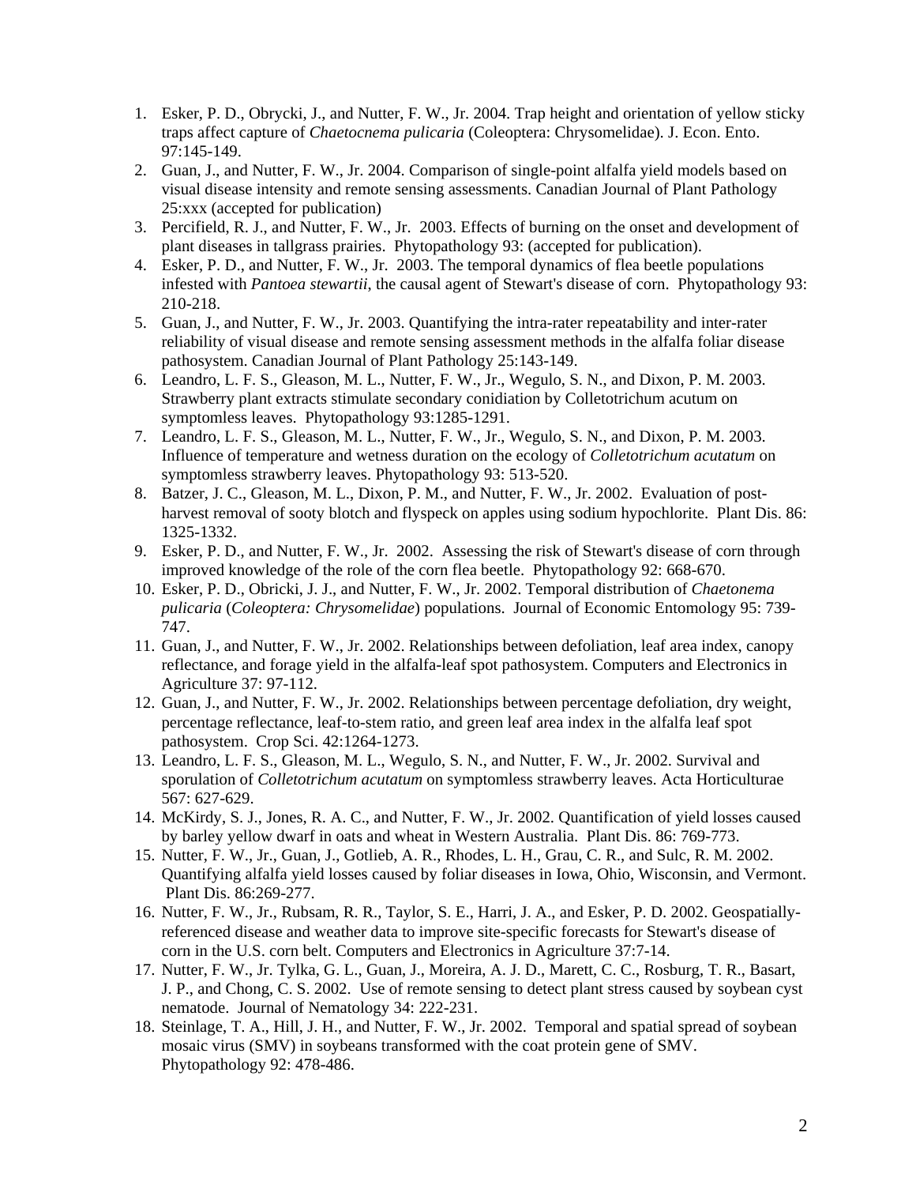1. Esker, P. D., Obrycki, J., and Nutter, F. W., Jr. 2004. Trap height and orientation of yellow sticky traps affect capture of *Chaetocnema pulicaria* (Coleoptera: Chrysomelidae). J. Econ. Ento. 97:145-149.
2. Guan, J., and Nutter, F. W., Jr. 2004. Comparison of single-point alfalfa yield models based on visual disease intensity and remote sensing assessments. Canadian Journal of Plant Pathology 25:xxx (accepted for publication)
3. Percifield, R. J., and Nutter, F. W., Jr. 2003. Effects of burning on the onset and development of plant diseases in tallgrass prairies. Phytopathology 93: (accepted for publication).
4. Esker, P. D., and Nutter, F. W., Jr. 2003. The temporal dynamics of flea beetle populations infested with *Pantoea stewartii*, the causal agent of Stewart's disease of corn. Phytopathology 93: 210-218.
5. Guan, J., and Nutter, F. W., Jr. 2003. Quantifying the intra-rater repeatability and inter-rater reliability of visual disease and remote sensing assessment methods in the alfalfa foliar disease pathosystem. Canadian Journal of Plant Pathology 25:143-149.
6. Leandro, L. F. S., Gleason, M. L., Nutter, F. W., Jr., Wegulo, S. N., and Dixon, P. M. 2003. Strawberry plant extracts stimulate secondary conidiation by Colletotrichum acutum on symptomless leaves. Phytopathology 93:1285-1291.
7. Leandro, L. F. S., Gleason, M. L., Nutter, F. W., Jr., Wegulo, S. N., and Dixon, P. M. 2003. Influence of temperature and wetness duration on the ecology of *Colletotrichum acutatum* on symptomless strawberry leaves. Phytopathology 93: 513-520.
8. Batzer, J. C., Gleason, M. L., Dixon, P. M., and Nutter, F. W., Jr. 2002. Evaluation of post-harvest removal of sooty blotch and flyspeck on apples using sodium hypochlorite. Plant Dis. 86: 1325-1332.
9. Esker, P. D., and Nutter, F. W., Jr. 2002. Assessing the risk of Stewart's disease of corn through improved knowledge of the role of the corn flea beetle. Phytopathology 92: 668-670.
10. Esker, P. D., Obricki, J. J., and Nutter, F. W., Jr. 2002. Temporal distribution of *Chaetonema pulicaria* (*Coleoptera: Chrysomelidae*) populations. Journal of Economic Entomology 95: 739-747.
11. Guan, J., and Nutter, F. W., Jr. 2002. Relationships between defoliation, leaf area index, canopy reflectance, and forage yield in the alfalfa-leaf spot pathosystem. Computers and Electronics in Agriculture 37: 97-112.
12. Guan, J., and Nutter, F. W., Jr. 2002. Relationships between percentage defoliation, dry weight, percentage reflectance, leaf-to-stem ratio, and green leaf area index in the alfalfa leaf spot pathosystem. Crop Sci. 42:1264-1273.
13. Leandro, L. F. S., Gleason, M. L., Wegulo, S. N., and Nutter, F. W., Jr. 2002. Survival and sporulation of *Colletotrichum acutatum* on symptomless strawberry leaves. Acta Horticulturae 567: 627-629.
14. McKirdy, S. J., Jones, R. A. C., and Nutter, F. W., Jr. 2002. Quantification of yield losses caused by barley yellow dwarf in oats and wheat in Western Australia. Plant Dis. 86: 769-773.
15. Nutter, F. W., Jr., Guan, J., Gotlieb, A. R., Rhodes, L. H., Grau, C. R., and Sulc, R. M. 2002. Quantifying alfalfa yield losses caused by foliar diseases in Iowa, Ohio, Wisconsin, and Vermont. Plant Dis. 86:269-277.
16. Nutter, F. W., Jr., Rubsam, R. R., Taylor, S. E., Harri, J. A., and Esker, P. D. 2002. Geospatially-referenced disease and weather data to improve site-specific forecasts for Stewart's disease of corn in the U.S. corn belt. Computers and Electronics in Agriculture 37:7-14.
17. Nutter, F. W., Jr. Tylka, G. L., Guan, J., Moreira, A. J. D., Marett, C. C., Rosburg, T. R., Basart, J. P., and Chong, C. S. 2002. Use of remote sensing to detect plant stress caused by soybean cyst nematode. Journal of Nematology 34: 222-231.
18. Steinlage, T. A., Hill, J. H., and Nutter, F. W., Jr. 2002. Temporal and spatial spread of soybean mosaic virus (SMV) in soybeans transformed with the coat protein gene of SMV. Phytopathology 92: 478-486.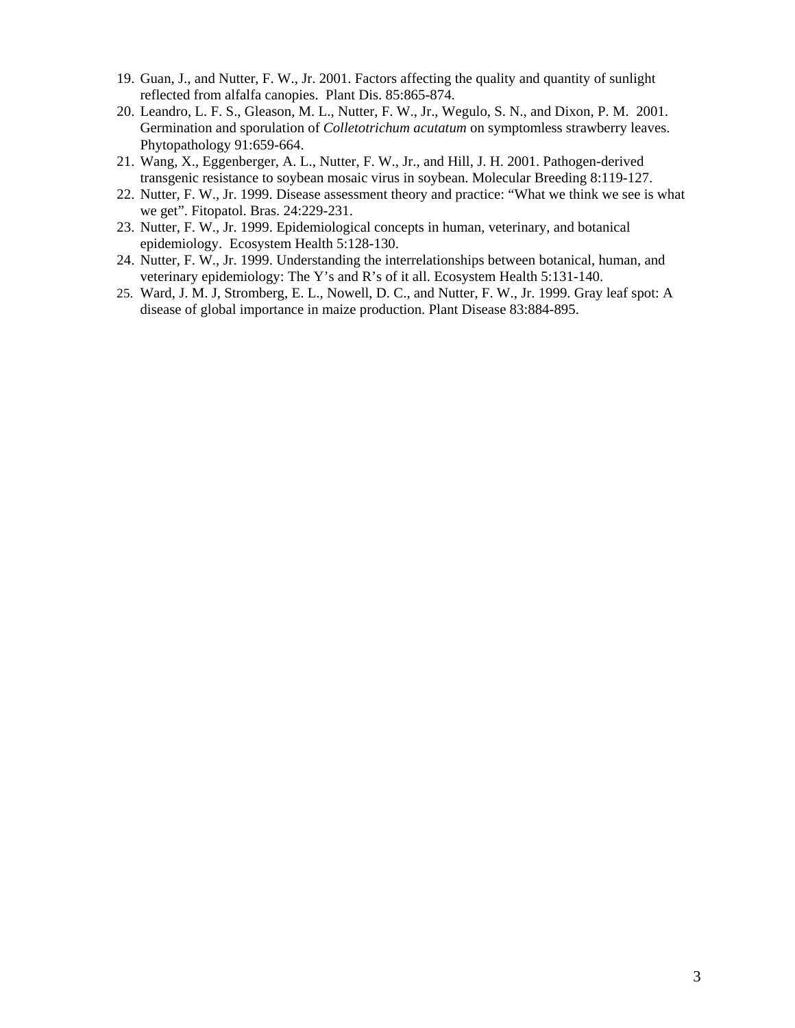19. Guan, J., and Nutter, F. W., Jr. 2001. Factors affecting the quality and quantity of sunlight reflected from alfalfa canopies. Plant Dis. 85:865-874.
20. Leandro, L. F. S., Gleason, M. L., Nutter, F. W., Jr., Wegulo, S. N., and Dixon, P. M. 2001. Germination and sporulation of *Colletotrichum acutatum* on symptomless strawberry leaves. Phytopathology 91:659-664.
21. Wang, X., Eggenberger, A. L., Nutter, F. W., Jr., and Hill, J. H. 2001. Pathogen-derived transgenic resistance to soybean mosaic virus in soybean. Molecular Breeding 8:119-127.
22. Nutter, F. W., Jr. 1999. Disease assessment theory and practice: "What we think we see is what we get". Fitopatol. Bras. 24:229-231.
23. Nutter, F. W., Jr. 1999. Epidemiological concepts in human, veterinary, and botanical epidemiology. Ecosystem Health 5:128-130.
24. Nutter, F. W., Jr. 1999. Understanding the interrelationships between botanical, human, and veterinary epidemiology: The Y's and R's of it all. Ecosystem Health 5:131-140.
25. Ward, J. M. J, Stromberg, E. L., Nowell, D. C., and Nutter, F. W., Jr. 1999. Gray leaf spot: A disease of global importance in maize production. Plant Disease 83:884-895.